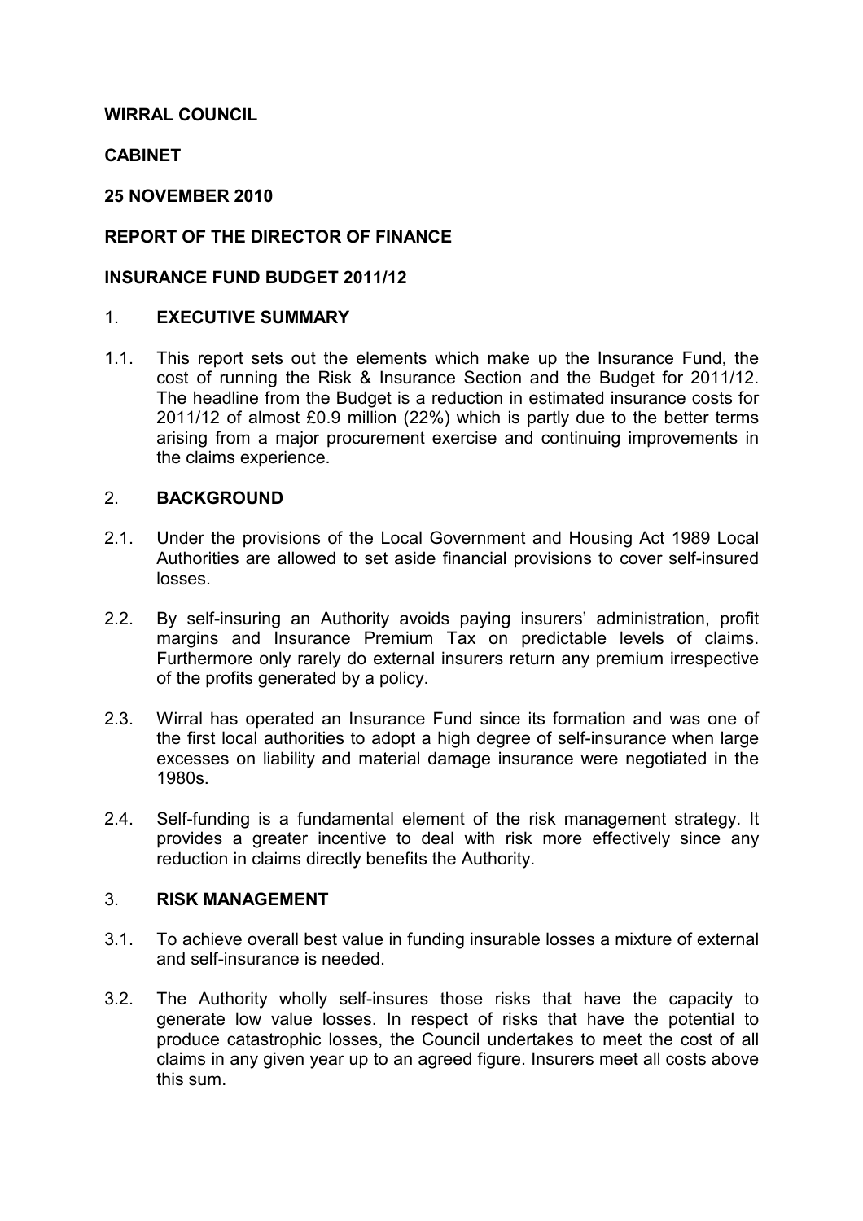**WIRRAL COUNCIL**

**CABINET**

**25 NOVEMBER 2010**

**REPORT OF THE DIRECTOR OF FINANCE**

**INSURANCE FUND BUDGET 2011/12**

## 1. EXECUTIVE SUMMARY

1.1. This report sets out the elements which make up the Insurance Fund, the cost of running the Risk & Insurance Section and the Budget for 2011/12. The headline from the Budget is a reduction in estimated insurance costs for 2011/12 of almost £0.9 million (22%) which is partly due to the better terms arising from a major procurement exercise and continuing improvements in the claims experience.

## 2. BACKGROUND

2.1. Under the provisions of the Local Government and Housing Act 1989 Local Authorities are allowed to set aside financial provisions to cover self-insured losses.

2.2. By self-insuring an Authority avoids paying insurers' administration, profit margins and Insurance Premium Tax on predictable levels of claims. Furthermore only rarely do external insurers return any premium irrespective of the profits generated by a policy.

2.3. Wirral has operated an Insurance Fund since its formation and was one of the first local authorities to adopt a high degree of self-insurance when large excesses on liability and material damage insurance were negotiated in the 1980s.

2.4. Self-funding is a fundamental element of the risk management strategy. It provides a greater incentive to deal with risk more effectively since any reduction in claims directly benefits the Authority.

## 3. RISK MANAGEMENT

3.1. To achieve overall best value in funding insurable losses a mixture of external and self-insurance is needed.

3.2. The Authority wholly self-insures those risks that have the capacity to generate low value losses. In respect of risks that have the potential to produce catastrophic losses, the Council undertakes to meet the cost of all claims in any given year up to an agreed figure. Insurers meet all costs above this sum.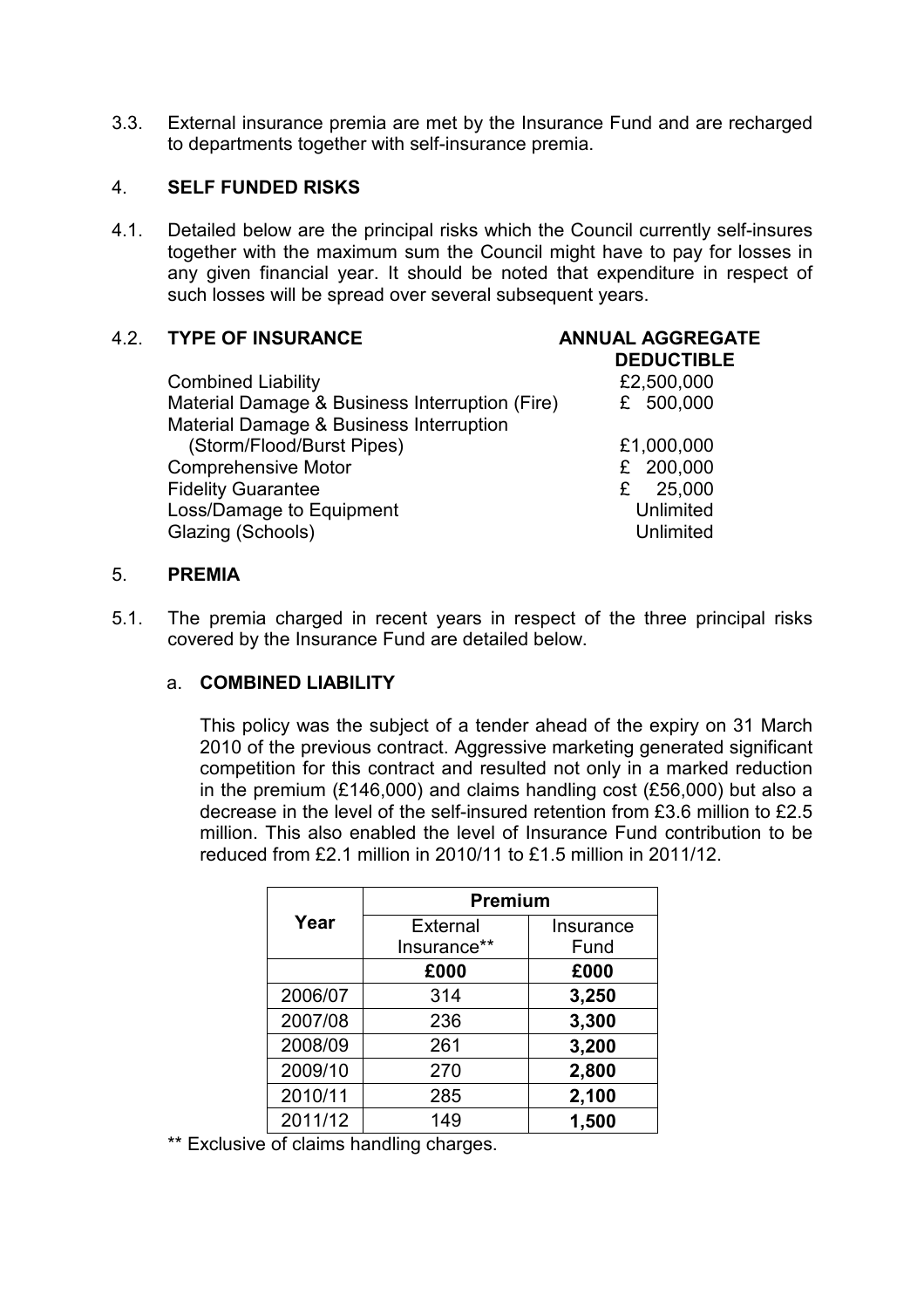3.3. External insurance premia are met by the Insurance Fund and are recharged to departments together with self-insurance premia.

## 4. SELF FUNDED RISKS

4.1. Detailed below are the principal risks which the Council currently self-insures together with the maximum sum the Council might have to pay for losses in any given financial year. It should be noted that expenditure in respect of such losses will be spread over several subsequent years.

4.2.

| TYPE OF INSURANCE | ANNUAL AGGREGATE DEDUCTIBLE |
|---|---|
| Combined Liability | £2,500,000 |
| Material Damage & Business Interruption (Fire) | £ 500,000 |
| Material Damage & Business Interruption (Storm/Flood/Burst Pipes) | £1,000,000 |
| Comprehensive Motor | £ 200,000 |
| Fidelity Guarantee | £ 25,000 |
| Loss/Damage to Equipment | Unlimited |
| Glazing (Schools) | Unlimited |

## 5. PREMIA

5.1. The premia charged in recent years in respect of the three principal risks covered by the Insurance Fund are detailed below.

### a. COMBINED LIABILITY

This policy was the subject of a tender ahead of the expiry on 31 March 2010 of the previous contract. Aggressive marketing generated significant competition for this contract and resulted not only in a marked reduction in the premium (£146,000) and claims handling cost (£56,000) but also a decrease in the level of the self-insured retention from £3.6 million to £2.5 million. This also enabled the level of Insurance Fund contribution to be reduced from £2.1 million in 2010/11 to £1.5 million in 2011/12.

| Year | Premium | |
|---|---|---|
| | External Insurance** | Insurance Fund |
| | **£000** | **£000** |
| 2006/07 | 314 | **3,250** |
| 2007/08 | 236 | **3,300** |
| 2008/09 | 261 | **3,200** |
| 2009/10 | 270 | **2,800** |
| 2010/11 | 285 | **2,100** |
| 2011/12 | 149 | **1,500** |

** Exclusive of claims handling charges.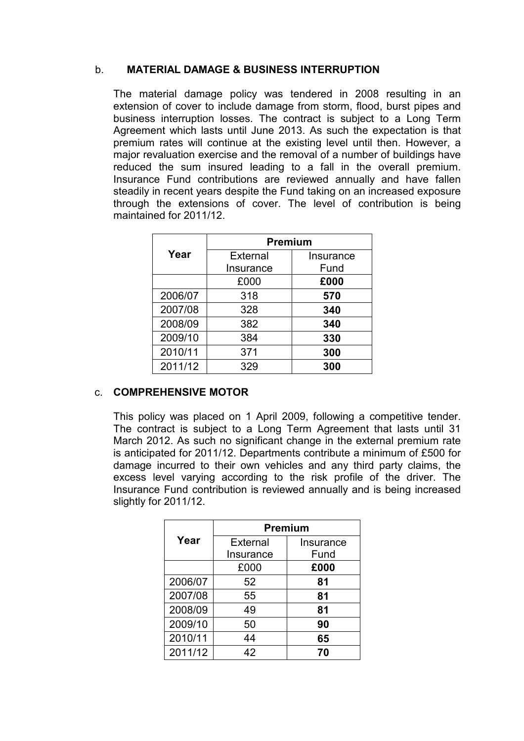b. **MATERIAL DAMAGE & BUSINESS INTERRUPTION**

The material damage policy was tendered in 2008 resulting in an extension of cover to include damage from storm, flood, burst pipes and business interruption losses. The contract is subject to a Long Term Agreement which lasts until June 2013. As such the expectation is that premium rates will continue at the existing level until then. However, a major revaluation exercise and the removal of a number of buildings have reduced the sum insured leading to a fall in the overall premium. Insurance Fund contributions are reviewed annually and have fallen steadily in recent years despite the Fund taking on an increased exposure through the extensions of cover. The level of contribution is being maintained for 2011/12.

| Year | Premium | |
|---|---|---|
| | External Insurance | Insurance Fund |
| | £000 | **£000** |
| 2006/07 | 318 | **570** |
| 2007/08 | 328 | **340** |
| 2008/09 | 382 | **340** |
| 2009/10 | 384 | **330** |
| 2010/11 | 371 | **300** |
| 2011/12 | 329 | **300** |

c. **COMPREHENSIVE MOTOR**

This policy was placed on 1 April 2009, following a competitive tender. The contract is subject to a Long Term Agreement that lasts until 31 March 2012. As such no significant change in the external premium rate is anticipated for 2011/12. Departments contribute a minimum of £500 for damage incurred to their own vehicles and any third party claims, the excess level varying according to the risk profile of the driver. The Insurance Fund contribution is reviewed annually and is being increased slightly for 2011/12.

| Year | Premium | |
|---|---|---|
| | External Insurance | Insurance Fund |
| | £000 | **£000** |
| 2006/07 | 52 | **81** |
| 2007/08 | 55 | **81** |
| 2008/09 | 49 | **81** |
| 2009/10 | 50 | **90** |
| 2010/11 | 44 | **65** |
| 2011/12 | 42 | **70** |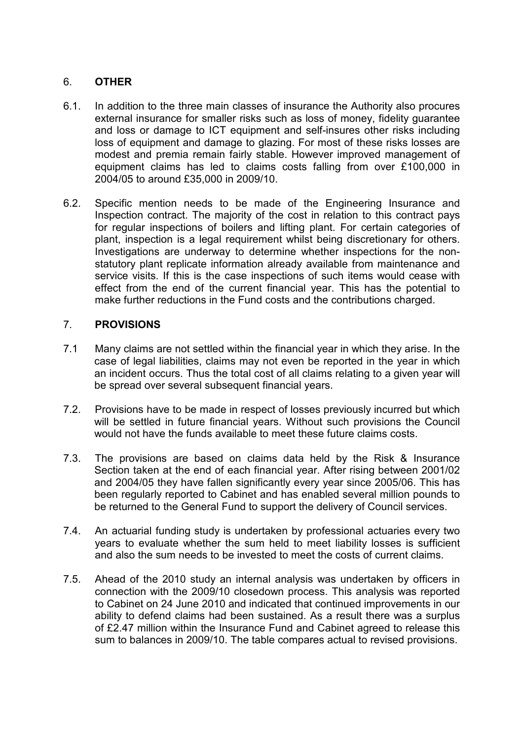## 6. OTHER

6.1. In addition to the three main classes of insurance the Authority also procures external insurance for smaller risks such as loss of money, fidelity guarantee and loss or damage to ICT equipment and self-insures other risks including loss of equipment and damage to glazing. For most of these risks losses are modest and premia remain fairly stable. However improved management of equipment claims has led to claims costs falling from over £100,000 in 2004/05 to around £35,000 in 2009/10.

6.2. Specific mention needs to be made of the Engineering Insurance and Inspection contract. The majority of the cost in relation to this contract pays for regular inspections of boilers and lifting plant. For certain categories of plant, inspection is a legal requirement whilst being discretionary for others. Investigations are underway to determine whether inspections for the non-statutory plant replicate information already available from maintenance and service visits. If this is the case inspections of such items would cease with effect from the end of the current financial year. This has the potential to make further reductions in the Fund costs and the contributions charged.

## 7. PROVISIONS

7.1 Many claims are not settled within the financial year in which they arise. In the case of legal liabilities, claims may not even be reported in the year in which an incident occurs. Thus the total cost of all claims relating to a given year will be spread over several subsequent financial years.

7.2. Provisions have to be made in respect of losses previously incurred but which will be settled in future financial years. Without such provisions the Council would not have the funds available to meet these future claims costs.

7.3. The provisions are based on claims data held by the Risk & Insurance Section taken at the end of each financial year. After rising between 2001/02 and 2004/05 they have fallen significantly every year since 2005/06. This has been regularly reported to Cabinet and has enabled several million pounds to be returned to the General Fund to support the delivery of Council services.

7.4. An actuarial funding study is undertaken by professional actuaries every two years to evaluate whether the sum held to meet liability losses is sufficient and also the sum needs to be invested to meet the costs of current claims.

7.5. Ahead of the 2010 study an internal analysis was undertaken by officers in connection with the 2009/10 closedown process. This analysis was reported to Cabinet on 24 June 2010 and indicated that continued improvements in our ability to defend claims had been sustained. As a result there was a surplus of £2.47 million within the Insurance Fund and Cabinet agreed to release this sum to balances in 2009/10. The table compares actual to revised provisions.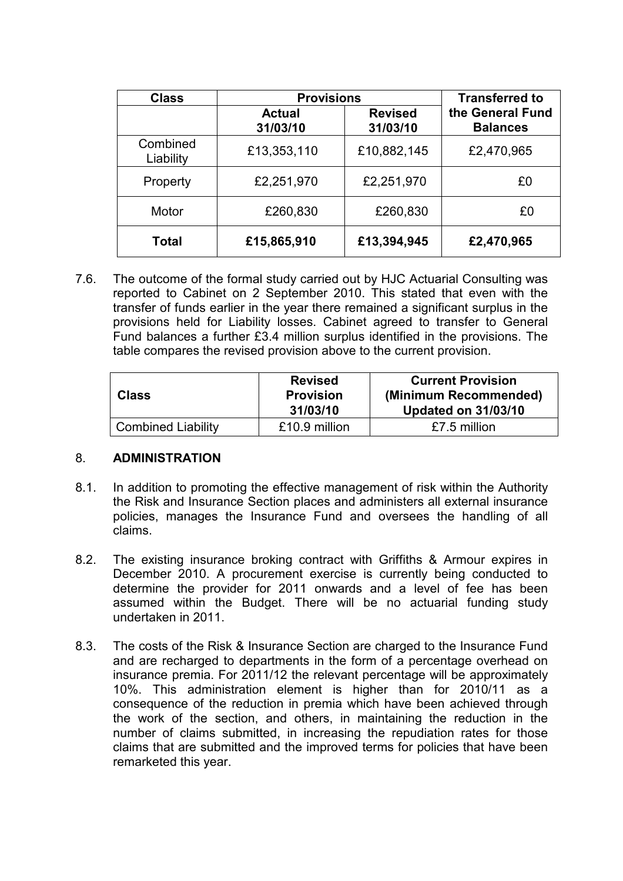| Class | Provisions | | Transferred to the General Fund Balances |
|---|---|---|---|
| | **Actual 31/03/10** | **Revised 31/03/10** | |
| Combined Liability | £13,353,110 | £10,882,145 | £2,470,965 |
| Property | £2,251,970 | £2,251,970 | £0 |
| Motor | £260,830 | £260,830 | £0 |
| **Total** | **£15,865,910** | **£13,394,945** | **£2,470,965** |

7.6. The outcome of the formal study carried out by HJC Actuarial Consulting was reported to Cabinet on 2 September 2010. This stated that even with the transfer of funds earlier in the year there remained a significant surplus in the provisions held for Liability losses. Cabinet agreed to transfer to General Fund balances a further £3.4 million surplus identified in the provisions. The table compares the revised provision above to the current provision.

| Class | Revised Provision 31/03/10 | Current Provision (Minimum Recommended) Updated on 31/03/10 |
|---|---|---|
| Combined Liability | £10.9 million | £7.5 million |

## 8. ADMINISTRATION

8.1. In addition to promoting the effective management of risk within the Authority the Risk and Insurance Section places and administers all external insurance policies, manages the Insurance Fund and oversees the handling of all claims.

8.2. The existing insurance broking contract with Griffiths & Armour expires in December 2010. A procurement exercise is currently being conducted to determine the provider for 2011 onwards and a level of fee has been assumed within the Budget. There will be no actuarial funding study undertaken in 2011.

8.3. The costs of the Risk & Insurance Section are charged to the Insurance Fund and are recharged to departments in the form of a percentage overhead on insurance premia. For 2011/12 the relevant percentage will be approximately 10%. This administration element is higher than for 2010/11 as a consequence of the reduction in premia which have been achieved through the work of the section, and others, in maintaining the reduction in the number of claims submitted, in increasing the repudiation rates for those claims that are submitted and the improved terms for policies that have been remarketed this year.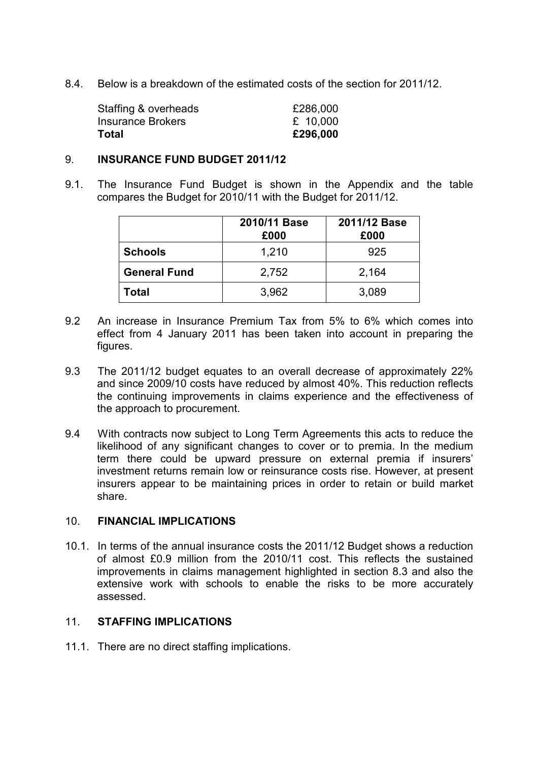8.4. Below is a breakdown of the estimated costs of the section for 2011/12.

| | |
|---|---|
| Staffing & overheads | £286,000 |
| Insurance Brokers | £ 10,000 |
| **Total** | **£296,000** |

## 9. INSURANCE FUND BUDGET 2011/12

9.1. The Insurance Fund Budget is shown in the Appendix and the table compares the Budget for 2010/11 with the Budget for 2011/12.

| | 2010/11 Base £000 | 2011/12 Base £000 |
|---|---|---|
| **Schools** | 1,210 | 925 |
| **General Fund** | 2,752 | 2,164 |
| **Total** | 3,962 | 3,089 |

9.2 An increase in Insurance Premium Tax from 5% to 6% which comes into effect from 4 January 2011 has been taken into account in preparing the figures.

9.3 The 2011/12 budget equates to an overall decrease of approximately 22% and since 2009/10 costs have reduced by almost 40%. This reduction reflects the continuing improvements in claims experience and the effectiveness of the approach to procurement.

9.4 With contracts now subject to Long Term Agreements this acts to reduce the likelihood of any significant changes to cover or to premia. In the medium term there could be upward pressure on external premia if insurers' investment returns remain low or reinsurance costs rise. However, at present insurers appear to be maintaining prices in order to retain or build market share.

## 10. FINANCIAL IMPLICATIONS

10.1. In terms of the annual insurance costs the 2011/12 Budget shows a reduction of almost £0.9 million from the 2010/11 cost. This reflects the sustained improvements in claims management highlighted in section 8.3 and also the extensive work with schools to enable the risks to be more accurately assessed.

## 11. STAFFING IMPLICATIONS

11.1. There are no direct staffing implications.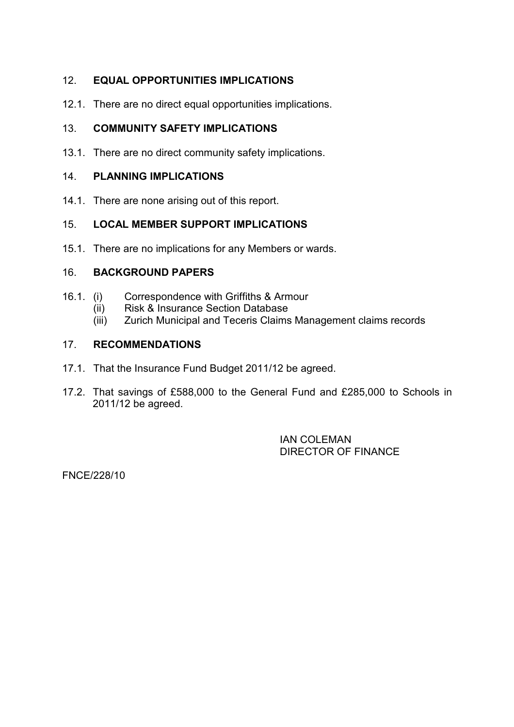## 12. EQUAL OPPORTUNITIES IMPLICATIONS

12.1. There are no direct equal opportunities implications.

## 13. COMMUNITY SAFETY IMPLICATIONS

13.1. There are no direct community safety implications.

## 14. PLANNING IMPLICATIONS

14.1. There are none arising out of this report.

## 15. LOCAL MEMBER SUPPORT IMPLICATIONS

15.1. There are no implications for any Members or wards.

## 16. BACKGROUND PAPERS

16.1. (i) Correspondence with Griffiths & Armour
(ii) Risk & Insurance Section Database
(iii) Zurich Municipal and Teceris Claims Management claims records

## 17. RECOMMENDATIONS

17.1. That the Insurance Fund Budget 2011/12 be agreed.

17.2. That savings of £588,000 to the General Fund and £285,000 to Schools in 2011/12 be agreed.

IAN COLEMAN
DIRECTOR OF FINANCE

FNCE/228/10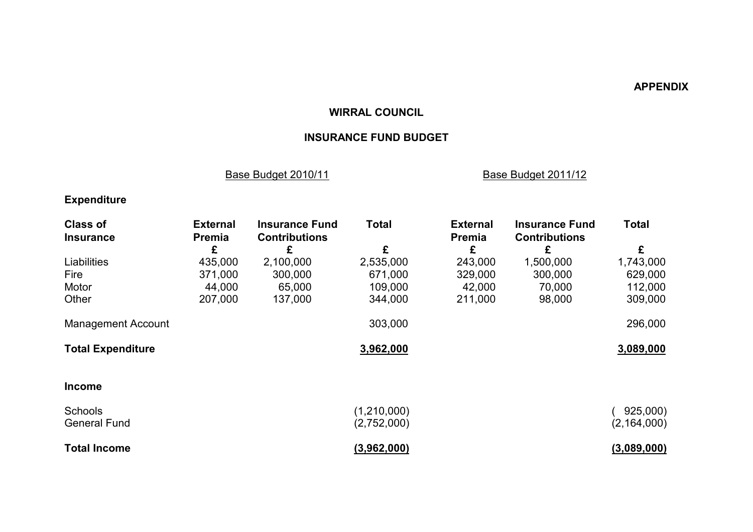**APPENDIX**

**WIRRAL COUNCIL**

**INSURANCE FUND BUDGET**

| | Base Budget 2010/11 | | | Base Budget 2011/12 | | |
|---|---|---|---|---|---|---|
| **Expenditure** | | | | | | |
| **Class of Insurance** | **External Premia** | **Insurance Fund Contributions** | **Total** | **External Premia** | **Insurance Fund Contributions** | **Total** |
| | £ | £ | £ | £ | £ | £ |
| Liabilities | 435,000 | 2,100,000 | 2,535,000 | 243,000 | 1,500,000 | 1,743,000 |
| Fire | 371,000 | 300,000 | 671,000 | 329,000 | 300,000 | 629,000 |
| Motor | 44,000 | 65,000 | 109,000 | 42,000 | 70,000 | 112,000 |
| Other | 207,000 | 137,000 | 344,000 | 211,000 | 98,000 | 309,000 |
| Management Account | | | 303,000 | | | 296,000 |
| **Total Expenditure** | | | **3,962,000** | | | **3,089,000** |
| **Income** | | | | | | |
| Schools | | | (1,210,000) | | | ( 925,000) |
| General Fund | | | (2,752,000) | | | (2,164,000) |
| **Total Income** | | | **(3,962,000)** | | | **(3,089,000)** |